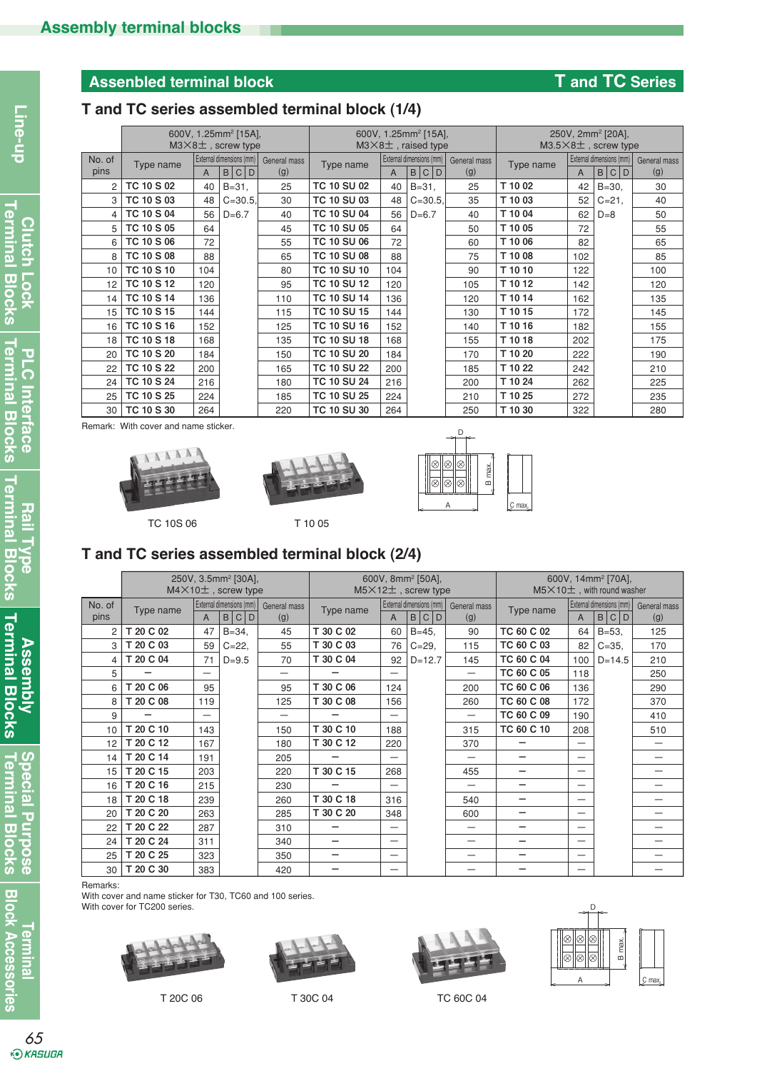## Assenbled terminal block

## T and TC Series

### T and TC series assembled terminal block (1/4)

| No. of pins | 600V, 1.25mm² [15A], M3×8±, screw type | | | | | 600V, 1.25mm² [15A], M3×8±, raised type | | | | | 250V, 2mm² [20A], M3.5×8±, screw type | | | | |
|---|---|---|---|---|---|---|---|---|---|---|---|---|---|---|---|
| | Type name | External dimensions (mm) A | B \| C \| D | General mass (g) | | Type name | External dimensions (mm) A | B \| C \| D | General mass (g) | | Type name | External dimensions (mm) A | B \| C \| D | General mass (g) | |
| 2 | TC 10 S 02 | 40 | B=31, | 25 | | TC 10 SU 02 | 40 | B=31, | 25 | | T 10 02 | 42 | B=30, | 30 | |
| 3 | TC 10 S 03 | 48 | C=30.5, | 30 | | TC 10 SU 03 | 48 | C=30.5, | 35 | | T 10 03 | 52 | C=21, | 40 | |
| 4 | TC 10 S 04 | 56 | D=6.7 | 40 | | TC 10 SU 04 | 56 | D=6.7 | 40 | | T 10 04 | 62 | D=8 | 50 | |
| 5 | TC 10 S 05 | 64 | | 45 | | TC 10 SU 05 | 64 | | 50 | | T 10 05 | 72 | | 55 | |
| 6 | TC 10 S 06 | 72 | | 55 | | TC 10 SU 06 | 72 | | 60 | | T 10 06 | 82 | | 65 | |
| 8 | TC 10 S 08 | 88 | | 65 | | TC 10 SU 08 | 88 | | 75 | | T 10 08 | 102 | | 85 | |
| 10 | TC 10 S 10 | 104 | | 80 | | TC 10 SU 10 | 104 | | 90 | | T 10 10 | 122 | | 100 | |
| 12 | TC 10 S 12 | 120 | | 95 | | TC 10 SU 12 | 120 | | 105 | | T 10 12 | 142 | | 120 | |
| 14 | TC 10 S 14 | 136 | | 110 | | TC 10 SU 14 | 136 | | 120 | | T 10 14 | 162 | | 135 | |
| 15 | TC 10 S 15 | 144 | | 115 | | TC 10 SU 15 | 144 | | 130 | | T 10 15 | 172 | | 145 | |
| 16 | TC 10 S 16 | 152 | | 125 | | TC 10 SU 16 | 152 | | 140 | | T 10 16 | 182 | | 155 | |
| 18 | TC 10 S 18 | 168 | | 135 | | TC 10 SU 18 | 168 | | 155 | | T 10 18 | 202 | | 175 | |
| 20 | TC 10 S 20 | 184 | | 150 | | TC 10 SU 20 | 184 | | 170 | | T 10 20 | 222 | | 190 | |
| 22 | TC 10 S 22 | 200 | | 165 | | TC 10 SU 22 | 200 | | 185 | | T 10 22 | 242 | | 210 | |
| 24 | TC 10 S 24 | 216 | | 180 | | TC 10 SU 24 | 216 | | 200 | | T 10 24 | 262 | | 225 | |
| 25 | TC 10 S 25 | 224 | | 185 | | TC 10 SU 25 | 224 | | 210 | | T 10 25 | 272 | | 235 | |
| 30 | TC 10 S 30 | 264 | | 220 | | TC 10 SU 30 | 264 | | 250 | | T 10 30 | 322 | | 280 | |

Remark: With cover and name sticker.

TC 10S 06

T 10 05

### T and TC series assembled terminal block (2/4)

| No. of pins | 250V, 3.5mm² [30A], M4×10±, screw type | | | | 600V, 8mm² [50A], M5×12±, screw type | | | | 600V, 14mm² [70A], M5×10±, with round washer | | | |
|---|---|---|---|---|---|---|---|---|---|---|---|---|
| | Type name | External dimensions (mm) A | B \| C \| D | General mass (g) | Type name | External dimensions (mm) A | B \| C \| D | General mass (g) | Type name | External dimensions (mm) A | B \| C \| D | General mass (g) |
| 2 | T 20 C 02 | 47 | B=34, | 45 | T 30 C 02 | 60 | B=45, | 90 | TC 60 C 02 | 64 | B=53, | 125 |
| 3 | T 20 C 03 | 59 | C=22, | 55 | T 30 C 03 | 76 | C=29, | 115 | TC 60 C 03 | 82 | C=35, | 170 |
| 4 | T 20 C 04 | 71 | D=9.5 | 70 | T 30 C 04 | 92 | D=12.7 | 145 | TC 60 C 04 | 100 | D=14.5 | 210 |
| 5 | — | — | | — | — | — | | — | TC 60 C 05 | 118 | | 250 |
| 6 | T 20 C 06 | 95 | | 95 | T 30 C 06 | 124 | | 200 | TC 60 C 06 | 136 | | 290 |
| 8 | T 20 C 08 | 119 | | 125 | T 30 C 08 | 156 | | 260 | TC 60 C 08 | 172 | | 370 |
| 9 | — | — | | — | — | — | | — | TC 60 C 09 | 190 | | 410 |
| 10 | T 20 C 10 | 143 | | 150 | T 30 C 10 | 188 | | 315 | TC 60 C 10 | 208 | | 510 |
| 12 | T 20 C 12 | 167 | | 180 | T 30 C 12 | 220 | | 370 | — | — | | — |
| 14 | T 20 C 14 | 191 | | 205 | — | — | | — | — | — | | — |
| 15 | T 20 C 15 | 203 | | 220 | T 30 C 15 | 268 | | 455 | — | — | | — |
| 16 | T 20 C 16 | 215 | | 230 | — | — | | — | — | — | | — |
| 18 | T 20 C 18 | 239 | | 260 | T 30 C 18 | 316 | | 540 | — | — | | — |
| 20 | T 20 C 20 | 263 | | 285 | T 30 C 20 | 348 | | 600 | — | — | | — |
| 22 | T 20 C 22 | 287 | | 310 | — | — | | — | — | — | | — |
| 24 | T 20 C 24 | 311 | | 340 | — | — | | — | — | — | | — |
| 25 | T 20 C 25 | 323 | | 350 | — | — | | — | — | — | | — |
| 30 | T 20 C 30 | 383 | | 420 | — | — | | — | — | — | | — |

Remarks:
With cover and name sticker for T30, TC60 and 100 series.
With cover for TC200 series.

T 20C 06

T 30C 04

TC 60C 04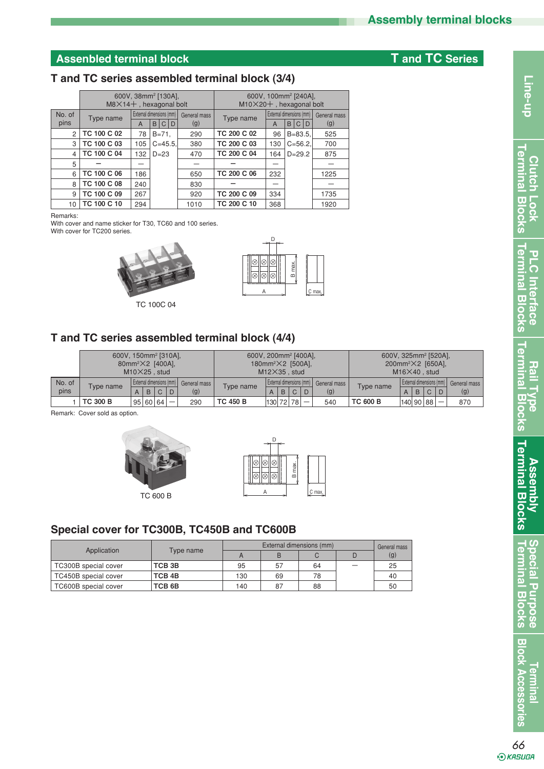## Assenbled terminal block — T and TC Series

### T and TC series assembled terminal block (3/4)

| No. of pins | 600V, 38mm² [130A], M8×14+ , hexagonal bolt | | | | | | 600V, 100mm² [240A], M10×20+ , hexagonal bolt | | | | | |
|---|---|---|---|---|---|---|---|---|---|---|---|---|
| | Type name | External dimensions (mm) A | B | C | D | General mass (g) | Type name | External dimensions (mm) A | B | C | D | General mass (g) |
| 2 | TC 100 C 02 | 78 | B=71, | | | 290 | TC 200 C 02 | 96 | B=83.5, | | | 525 |
| 3 | TC 100 C 03 | 105 | C=45.5, | | | 380 | TC 200 C 03 | 130 | C=56.2, | | | 700 |
| 4 | TC 100 C 04 | 132 | D=23 | | | 470 | TC 200 C 04 | 164 | D=29.2 | | | 875 |
| 5 | — | — | | | | — | — | — | | | | — |
| 6 | TC 100 C 06 | 186 | | | | 650 | TC 200 C 06 | 232 | | | | 1225 |
| 8 | TC 100 C 08 | 240 | | | | 830 | — | — | | | | — |
| 9 | TC 100 C 09 | 267 | | | | 920 | TC 200 C 09 | 334 | | | | 1735 |
| 10 | TC 100 C 10 | 294 | | | | 1010 | TC 200 C 10 | 368 | | | | 1920 |

Remarks:
With cover and name sticker for T30, TC60 and 100 series.
With cover for TC200 series.

TC 100C 04

D
B max.
A
C max.

### T and TC series assembled terminal block (4/4)

| No. of pins | 600V, 150mm² [310A], 80mm²×2 [400A], M10×25 , stud | | | | | | 600V, 200mm² [400A], 180mm²×2 [500A], M12×35 , stud | | | | | | 600V, 325mm² [520A], 200mm²×2 [650A], M16×40 , stud | | | | | |
|---|---|---|---|---|---|---|---|---|---|---|---|---|---|---|---|---|---|---|
| | Type name | External dimensions (mm) A | B | C | D | General mass (g) | Type name | External dimensions (mm) A | B | C | D | General mass (g) | Type name | External dimensions (mm) A | B | C | D | General mass (g) |
| 1 | TC 300 B | 95 | 60 | 64 | — | 290 | TC 450 B | 130 | 72 | 78 | — | 540 | TC 600 B | 140 | 90 | 88 | — | 870 |

Remark: Cover sold as option.

TC 600 B

D
B max.
A
C max.

### Special cover for TC300B, TC450B and TC600B

| Application | Type name | External dimensions (mm) A | B | C | D | General mass (g) |
|---|---|---|---|---|---|---|
| TC300B special cover | TCB 3B | 95 | 57 | 64 | — | 25 |
| TC450B special cover | TCB 4B | 130 | 69 | 78 | | 40 |
| TC600B special cover | TCB 6B | 140 | 87 | 88 | | 50 |